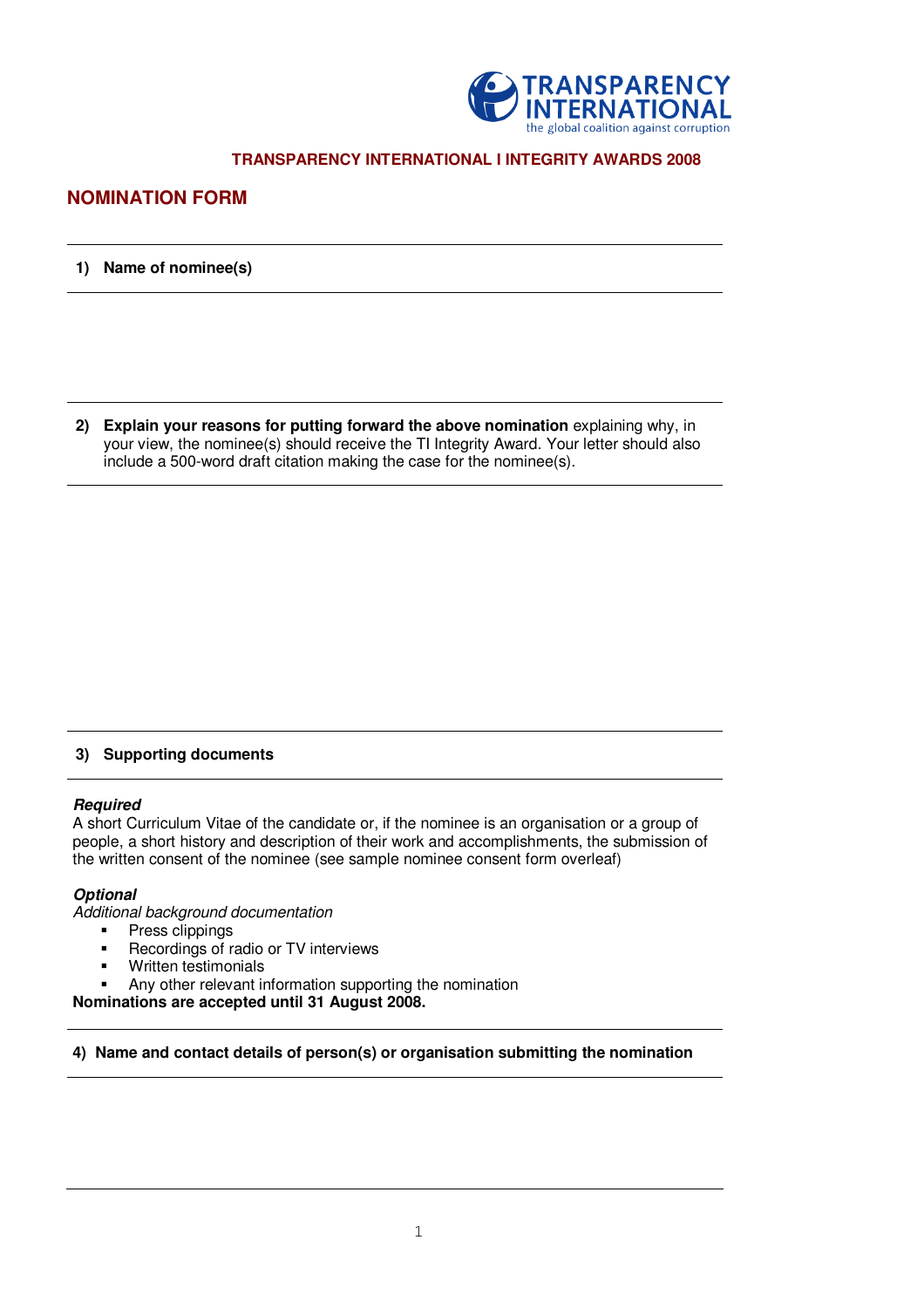TRANSPARENCY INTERNATIONAL
the global coalition against corruption

**TRANSPARENCY INTERNATIONAL I INTEGRITY AWARDS 2008**

# NOMINATION FORM

---

**1) Name of nominee(s)**

---

---

**2) Explain your reasons for putting forward the above nomination** explaining why, in your view, the nominee(s) should receive the TI Integrity Award. Your letter should also include a 500-word draft citation making the case for the nominee(s).

---

---

**3) Supporting documents**

---

***Required***

A short Curriculum Vitae of the candidate or, if the nominee is an organisation or a group of people, a short history and description of their work and accomplishments, the submission of the written consent of the nominee (see sample nominee consent form overleaf)

***Optional***

*Additional background documentation*

- Press clippings
- Recordings of radio or TV interviews
- Written testimonials
- Any other relevant information supporting the nomination

**Nominations are accepted until 31 August 2008.**

---

**4) Name and contact details of person(s) or organisation submitting the nomination**

---

---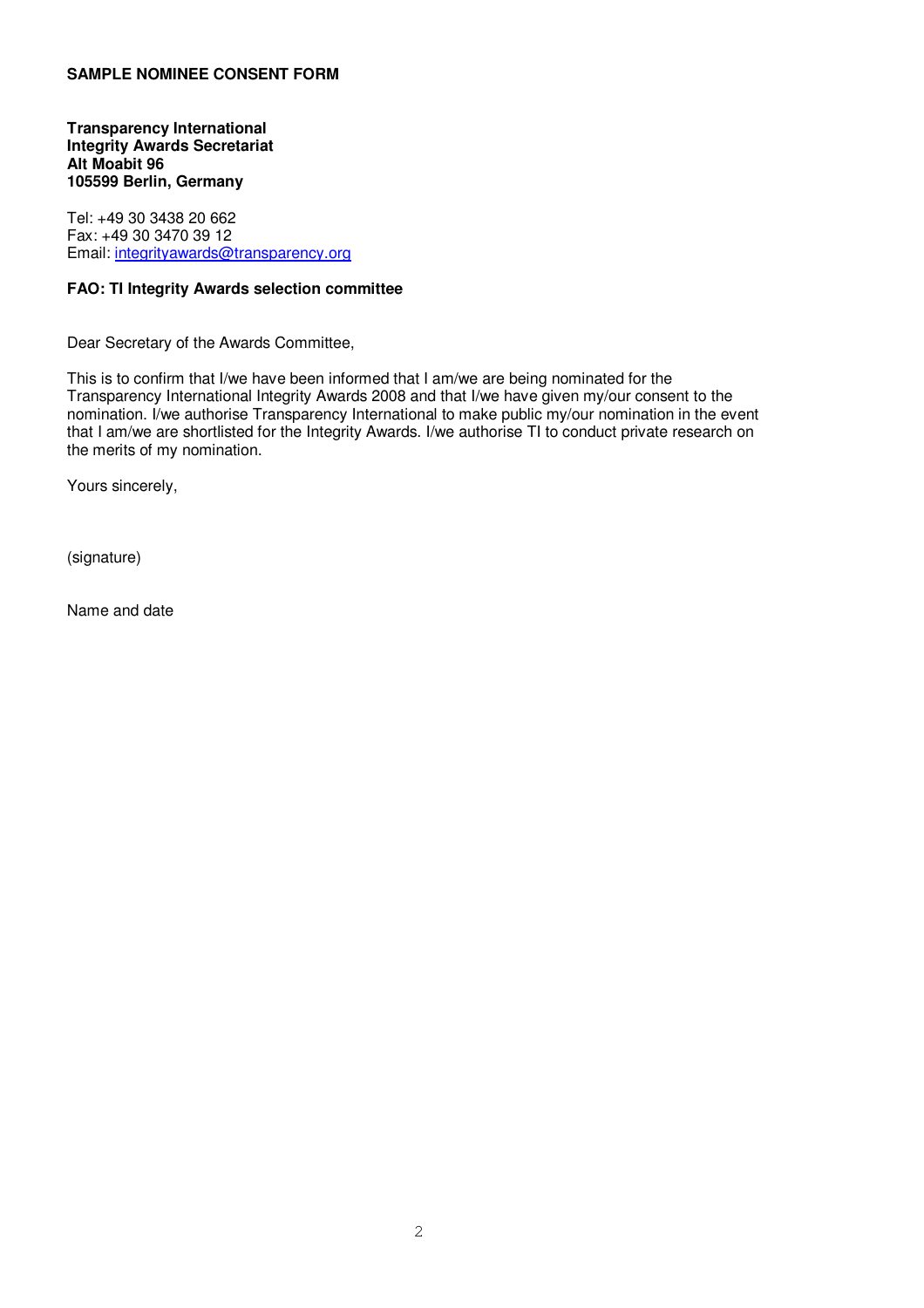**SAMPLE NOMINEE CONSENT FORM**

**Transparency International**
**Integrity Awards Secretariat**
**Alt Moabit 96**
**105599 Berlin, Germany**

Tel: +49 30 3438 20 662
Fax: +49 30 3470 39 12
Email: integrityawards@transparency.org

**FAO: TI Integrity Awards selection committee**

Dear Secretary of the Awards Committee,

This is to confirm that I/we have been informed that I am/we are being nominated for the Transparency International Integrity Awards 2008 and that I/we have given my/our consent to the nomination. I/we authorise Transparency International to make public my/our nomination in the event that I am/we are shortlisted for the Integrity Awards. I/we authorise TI to conduct private research on the merits of my nomination.

Yours sincerely,

(signature)

Name and date